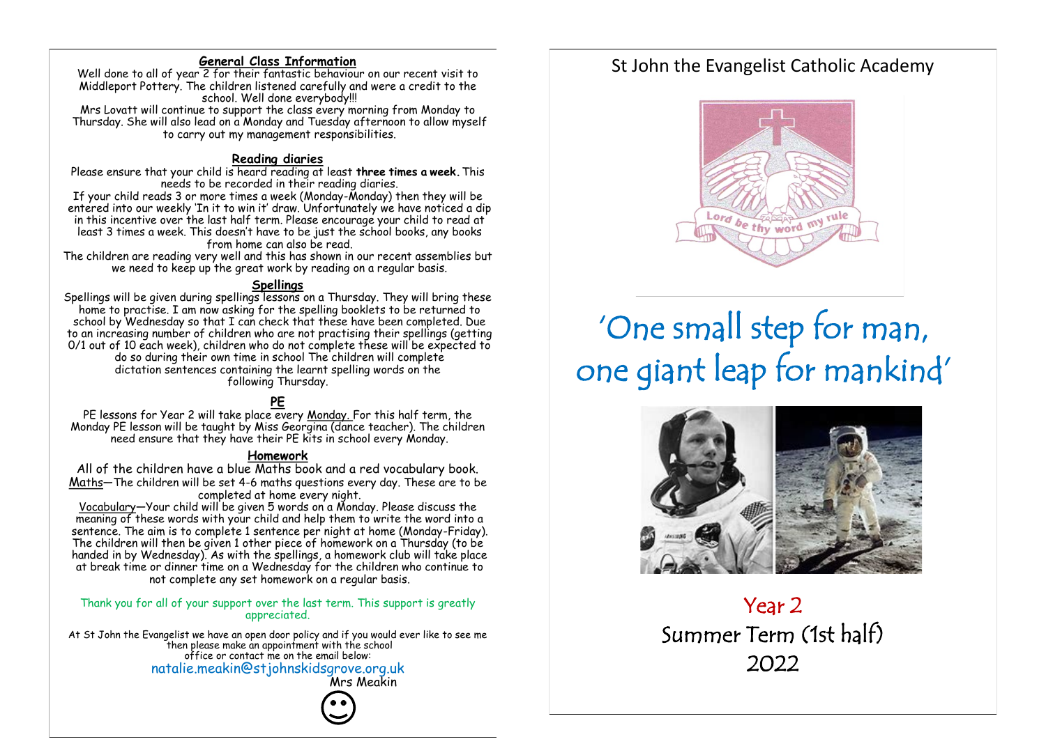## General Class Information

Well done to all of year 2 for their fantastic behaviour on our recent visit to Middleport Pottery. The children listened carefully and were a credit to the school. Well done everybody!!!

Mrs Lovatt will continue to support the class every morning from Monday to Thursday. She will also lead on a Monday and Tuesday afternoon to allow myself to carry out my management responsibilities.

## Reading diaries

Please ensure that your child is heard reading at least **three times a week.** This needs to be recorded in their reading diaries.

If your child reads 3 or more times a week (Monday-Monday) then they will be entered into our weekly 'In it to win it' draw. Unfortunately we have noticed a dip in this incentive over the last half term. Please encourage your child to read at least 3 times a week. This doesn't have to be just the school books, any books from home can also be read.

The children are reading very well and this has shown in our recent assemblies but we need to keep up the great work by reading on a regular basis.

## Spellings

Spellings will be given during spellings lessons on a Thursday. They will bring these home to practise. I am now asking for the spelling booklets to be returned to school by Wednesday so that I can check that these have been completed. Due to an increasing number of children who are not practising their spellings (getting 0/1 out of 10 each week), children who do not complete these will be expected to do so during their own time in school The children will complete dictation sentences containing the learnt spelling words on the following Thursday.

## PE

PE lessons for Year 2 will take place every Monday. For this half term, the Monday PE lesson will be taught by Miss Georgina (dance teacher). The children need ensure that they have their PE kits in school every Monday.

## Homework

All of the children have a blue Maths book and a red vocabulary book.

Maths—The children will be set 4-6 maths questions every day. These are to be completed at home every night.

Vocabulary—Your child will be given 5 words on a Monday. Please discuss the meaning of these words with your child and help them to write the word into a sentence. The aim is to complete 1 sentence per night at home (Monday-Friday). The children will then be given 1 other piece of homework on a Thursday (to be handed in by Wednesday). As with the spellings, a homework club will take place at break time or dinner time on a Wednesday for the children who continue to not complete any set homework on a regular basis.

Thank you for all of your support over the last term. This support is greatly appreciated.

At St John the Evangelist we have an open door policy and if you would ever like to see me then please make an appointment with the school office or contact me on the email below:

natalie.meakin@stjohnskidsgrove.org.uk

Mrs Meakin

☺

# St John the Evangelist Catholic Academy

Lord be thy word my rule

# 'One small step for man, one giant leap for mankind'

## Year 2
## Summer Term (1st half)
## 2022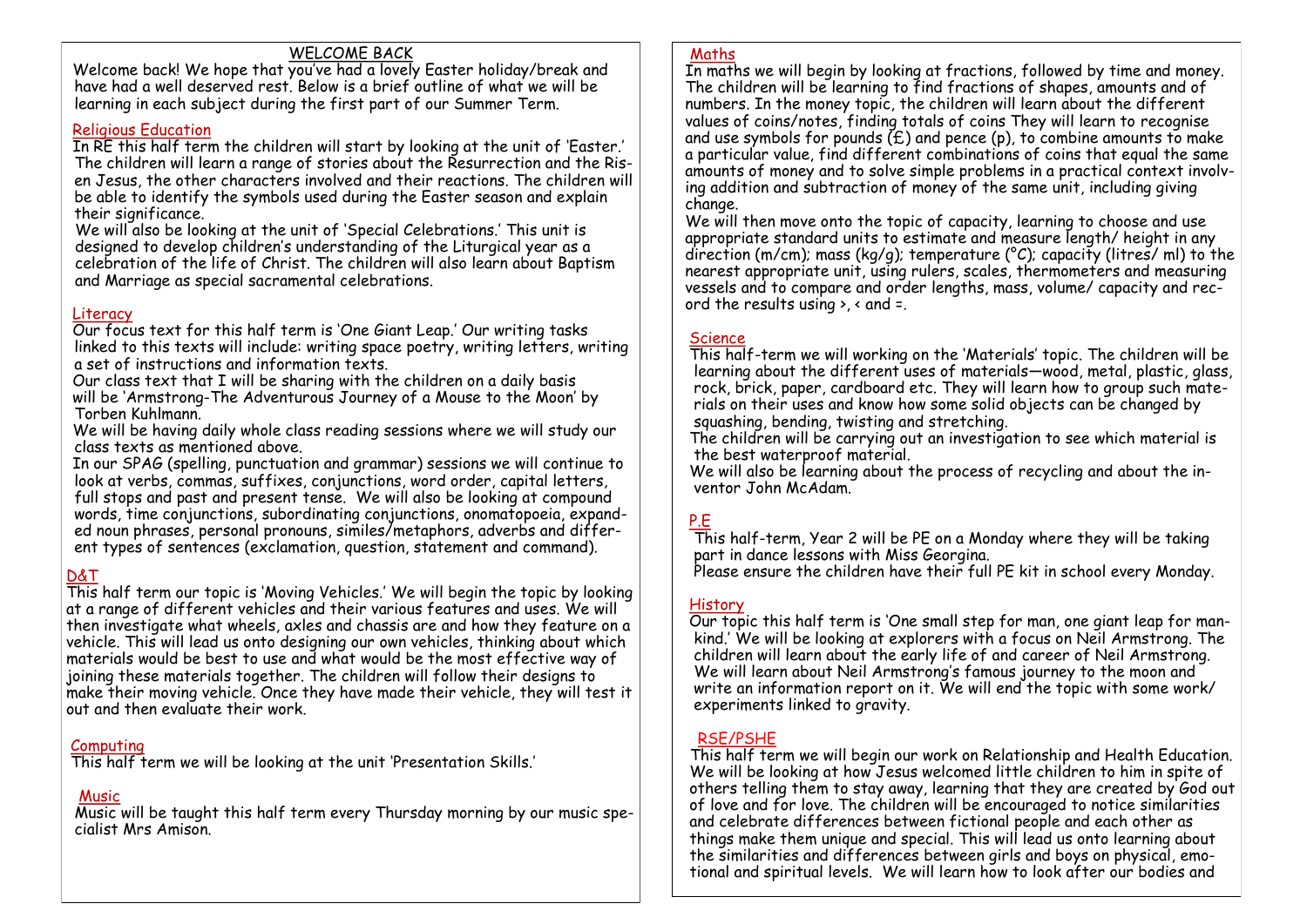# WELCOME BACK

Welcome back! We hope that you've had a lovely Easter holiday/break and have had a well deserved rest. Below is a brief outline of what we will be learning in each subject during the first part of our Summer Term.

## Religious Education

In RE this half term the children will start by looking at the unit of 'Easter.' The children will learn a range of stories about the Resurrection and the Risen Jesus, the other characters involved and their reactions. The children will be able to identify the symbols used during the Easter season and explain their significance.

We will also be looking at the unit of 'Special Celebrations.' This unit is designed to develop children's understanding of the Liturgical year as a celebration of the life of Christ. The children will also learn about Baptism and Marriage as special sacramental celebrations.

## Literacy

Our focus text for this half term is 'One Giant Leap.' Our writing tasks linked to this texts will include: writing space poetry, writing letters, writing a set of instructions and information texts.

Our class text that I will be sharing with the children on a daily basis will be 'Armstrong-The Adventurous Journey of a Mouse to the Moon' by Torben Kuhlmann.

We will be having daily whole class reading sessions where we will study our class texts as mentioned above.

In our SPAG (spelling, punctuation and grammar) sessions we will continue to look at verbs, commas, suffixes, conjunctions, word order, capital letters, full stops and past and present tense. We will also be looking at compound words, time conjunctions, subordinating conjunctions, onomatopoeia, expanded noun phrases, personal pronouns, similes/metaphors, adverbs and different types of sentences (exclamation, question, statement and command).

## D&T

This half term our topic is 'Moving Vehicles.' We will begin the topic by looking at a range of different vehicles and their various features and uses. We will then investigate what wheels, axles and chassis are and how they feature on a vehicle. This will lead us onto designing our own vehicles, thinking about which materials would be best to use and what would be the most effective way of joining these materials together. The children will follow their designs to make their moving vehicle. Once they have made their vehicle, they will test it out and then evaluate their work.

## Computing

This half term we will be looking at the unit 'Presentation Skills.'

## Music

Music will be taught this half term every Thursday morning by our music specialist Mrs Amison.

## Maths

In maths we will begin by looking at fractions, followed by time and money. The children will be learning to find fractions of shapes, amounts and of numbers. In the money topic, the children will learn about the different values of coins/notes, finding totals of coins They will learn to recognise and use symbols for pounds (£) and pence (p), to combine amounts to make a particular value, find different combinations of coins that equal the same amounts of money and to solve simple problems in a practical context involving addition and subtraction of money of the same unit, including giving change.

We will then move onto the topic of capacity, learning to choose and use appropriate standard units to estimate and measure length/ height in any direction (m/cm); mass (kg/g); temperature (°C); capacity (litres/ ml) to the nearest appropriate unit, using rulers, scales, thermometers and measuring vessels and to compare and order lengths, mass, volume/ capacity and record the results using >, < and =.

## Science

This half-term we will working on the 'Materials' topic. The children will be learning about the different uses of materials—wood, metal, plastic, glass, rock, brick, paper, cardboard etc. They will learn how to group such materials on their uses and know how some solid objects can be changed by squashing, bending, twisting and stretching.

The children will be carrying out an investigation to see which material is the best waterproof material.

We will also be learning about the process of recycling and about the inventor John McAdam.

## P.E

This half-term, Year 2 will be PE on a Monday where they will be taking part in dance lessons with Miss Georgina.

Please ensure the children have their full PE kit in school every Monday.

## History

Our topic this half term is 'One small step for man, one giant leap for mankind.' We will be looking at explorers with a focus on Neil Armstrong. The children will learn about the early life of and career of Neil Armstrong. We will learn about Neil Armstrong's famous journey to the moon and write an information report on it. We will end the topic with some work/ experiments linked to gravity.

## RSE/PSHE

This half term we will begin our work on Relationship and Health Education. We will be looking at how Jesus welcomed little children to him in spite of others telling them to stay away, learning that they are created by God out of love and for love. The children will be encouraged to notice similarities and celebrate differences between fictional people and each other as things make them unique and special. This will lead us onto learning about the similarities and differences between girls and boys on physical, emotional and spiritual levels. We will learn how to look after our bodies and